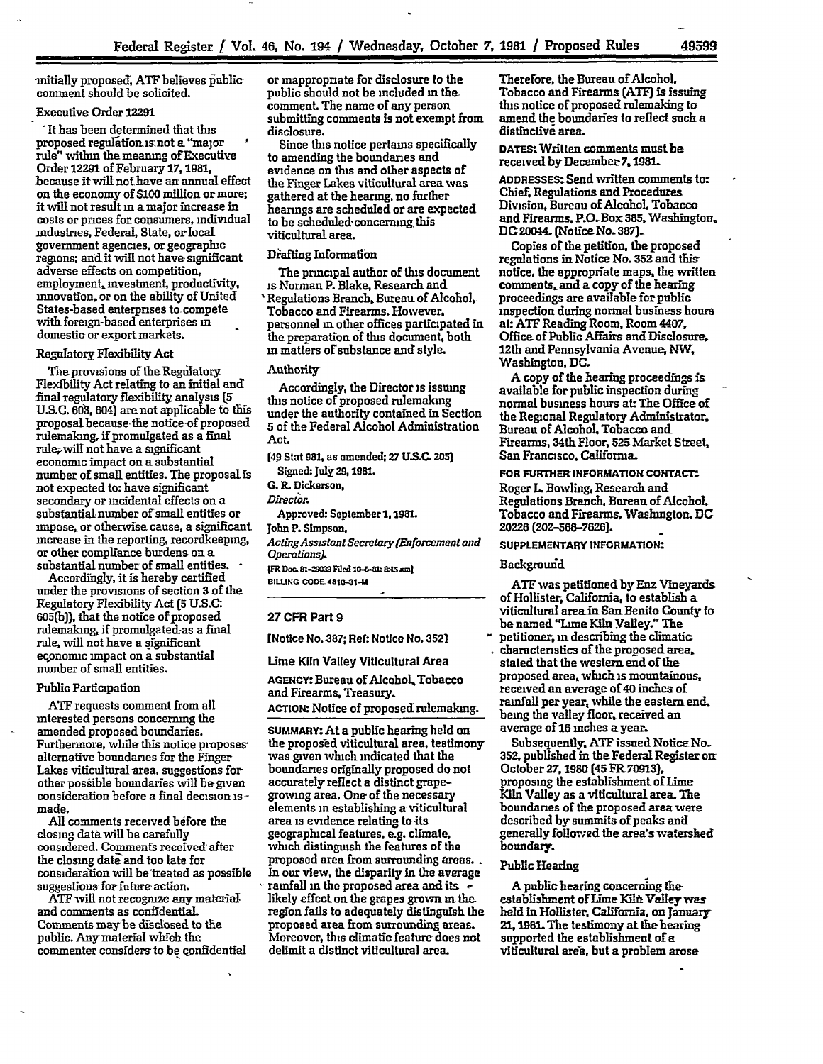initially proposed, ATF believes public comment should be solicited.

### Executive Order 12291

It has been determined that this proposed regulation is not a "major rule" within the meaning of Executive Order 12291 of February 17, 1981, because it will not have an annual effect on the economy of $100 million or more; it will not result in a major increase in costs or prices for consumers, individual industries, Federal, State, or local government agencies, or geographic regions; and it will not have significant adverse effects on competition, employment, investment, productivity, innovation, or on the ability of United States-based enterprises to compete with foreign-based enterprises in domestic or export markets.

### Regulatory Flexibility Act

The provisions of the Regulatory Flexibility Act relating to an initial and final regulatory flexibility analysis (5 U.S.C. 603, 604) are not applicable to this proposal because the notice of proposed rulemaking, if promulgated as a final rule, will not have a significant economic impact on a substantial number of small entities. The proposal is not expected to: have significant secondary or incidental effects on a substantial number of small entities or impose, or otherwise cause, a significant increase in the reporting, recordkeeping, or other compliance burdens on a substantial number of small entities.

Accordingly, it is hereby certified under the provisions of section 3 of the Regulatory Flexibility Act (5 U.S.C. 605(b)), that the notice of proposed rulemaking, if promulgated as a final rule, will not have a significant economic impact on a substantial number of small entities.

### Public Participation

ATF requests comment from all interested persons concerning the amended proposed boundaries. Furthermore, while this notice proposes alternative boundaries for the Finger Lakes viticultural area, suggestions for other possible boundaries will be given consideration before a final decision is made.

All comments received before the closing date will be carefully considered. Comments received after the closing date and too late for consideration will be treated as possible suggestions for future action.

ATF will not recognize any material and comments as confidential. Comments may be disclosed to the public. Any material which the commenter considers to be confidential or inappropriate for disclosure to the public should not be included in the comment. The name of any person submitting comments is not exempt from disclosure.

Since this notice pertains specifically to amending the boundaries and evidence on this and other aspects of the Finger Lakes viticultural area was gathered at the hearing, no further hearings are scheduled or are expected to be scheduled concerning this viticultural area.

### Drafting Information

The principal author of this document is Norman P. Blake, Research and Regulations Branch, Bureau of Alcohol, Tobacco and Firearms. However, personnel in other offices participated in the preparation of this document, both in matters of substance and style.

### Authority

Accordingly, the Director is issuing this notice of proposed rulemaking under the authority contained in Section 5 of the Federal Alcohol Administration Act.

(49 Stat 981, as amended; 27 U.S.C. 205)

Signed: July 29, 1981.

G. R. Dickerson,

*Director.*

Approved: September 1, 1981.

John P. Simpson,

*Acting Assistant Secretary (Enforcement and Operations).*

[FR Doc. 81-29039 Filed 10-6-81; 8:45 am]

BILLING CODE 4810-31-M

---

## 27 CFR Part 9

**[Notice No. 387; Ref: Notice No. 352]**

### Lime Kiln Valley Viticultural Area

**AGENCY:** Bureau of Alcohol, Tobacco and Firearms, Treasury.

**ACTION:** Notice of proposed rulemaking.

**SUMMARY:** At a public hearing held on the proposed viticultural area, testimony was given which indicated that the boundaries originally proposed do not accurately reflect a distinct grape-growing area. One of the necessary elements in establishing a viticultural area is evidence relating to its geographical features, e.g. climate, which distinguish the features of the proposed area from surrounding areas. In our view, the disparity in the average rainfall in the proposed area and its likely effect on the grapes grown in the region fails to adequately distinguish the proposed area from surrounding areas. Moreover, this climatic feature does not delimit a distinct viticultural area. Therefore, the Bureau of Alcohol, Tobacco and Firearms (ATF) is issuing this notice of proposed rulemaking to amend the boundaries to reflect such a distinctive area.

**DATES:** Written comments must be received by December 7, 1981.

**ADDRESSES:** Send written comments to: Chief, Regulations and Procedures Division, Bureau of Alcohol, Tobacco and Firearms, P.O. Box 385, Washington, DC 20044. (Notice No. 387).

Copies of the petition, the proposed regulations in Notice No. 352 and this notice, the appropriate maps, the written comments, and a copy of the hearing proceedings are available for public inspection during normal business hours at: ATF Reading Room, Room 4407, Office of Public Affairs and Disclosure, 12th and Pennsylvania Avenue, NW, Washington, DC.

A copy of the hearing proceedings is available for public inspection during normal business hours at: The Office of the Regional Regulatory Administrator, Bureau of Alcohol, Tobacco and Firearms, 34th Floor, 525 Market Street, San Francisco, California.

**FOR FURTHER INFORMATION CONTACT:** Roger L. Bowling, Research and Regulations Branch, Bureau of Alcohol, Tobacco and Firearms, Washington, DC 20226 (202-566-7626).

**SUPPLEMENTARY INFORMATION:**

### Background

ATF was petitioned by Enz Vineyards of Hollister, California, to establish a viticultural area in San Benito County to be named "Lime Kiln Valley." The petitioner, in describing the climatic characteristics of the proposed area, stated that the western end of the proposed area, which is mountainous, received an average of 40 inches of rainfall per year, while the eastern end, being the valley floor, received an average of 16 inches a year.

Subsequently, ATF issued Notice No. 352, published in the Federal Register on October 27, 1980 (45 FR 70913), proposing the establishment of Lime Kiln Valley as a viticultural area. The boundaries of the proposed area were described by summits of peaks and generally followed the area's watershed boundary.

### Public Hearing

A public hearing concerning the establishment of Lime Kiln Valley was held in Hollister, California, on January 21, 1981. The testimony at the hearing supported the establishment of a viticultural area, but a problem arose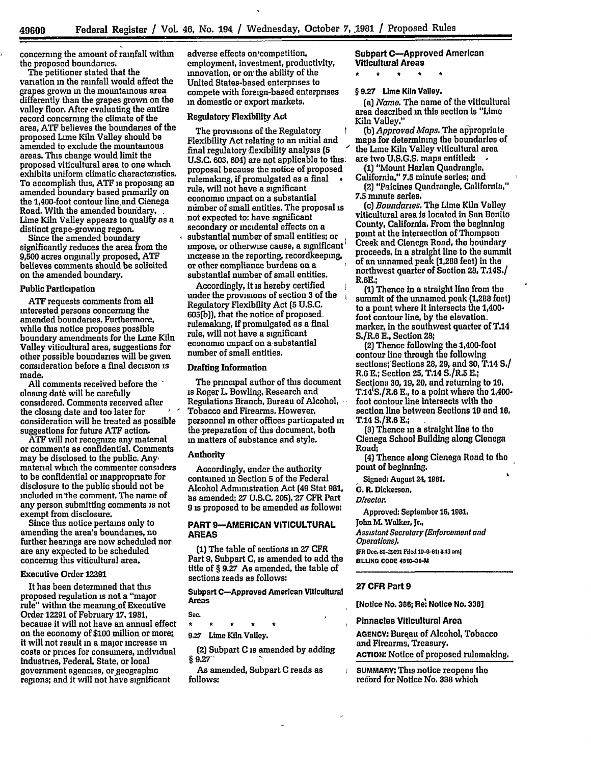concerning the amount of rainfall within the proposed boundaries.

The petitioner stated that the variation in the rainfall would affect the grapes grown in the mountainous area differently than the grapes grown on the valley floor. After evaluating the entire record concerning the climate of the area, ATF believes the boundaries of the proposed Lime Kiln Valley should be amended to exclude the mountainous areas. This change would limit the proposed viticultural area to one which exhibits uniform climatic characteristics. To accomplish this, ATF is proposing an amended boundary based primarily on the 1,400-foot contour line and Cienega Road. With the amended boundary, Lime Kiln Valley appears to qualify as a distinct grape-growing region.

Since the amended boundary significantly reduces the area from the 9,500 acres originally proposed, ATF believes comments should be solicited on the amended boundary.

### Public Participation

ATF requests comments from all interested persons concerning the amended boundaries. Furthermore, while this notice proposes possible boundary amendments for the Lime Kiln Valley viticultural area, suggestions for other possible boundaries will be given consideration before a final decision is made.

All comments received before the closing date will be carefully considered. Comments received after the closing date and too later for consideration will be treated as possible suggestions for future ATF action.

ATF will not recognize any material or comments as confidential. Comments may be disclosed to the public. Any material which the commenter considers to be confidential or inappropriate for disclosure to the public should not be included in the comment. The name of any person submitting comments is not exempt from disclosure.

Since this notice pertains only to amending the area's boundaries, no further hearings are now scheduled nor are any expected to be scheduled concerning this viticultural area.

### Executive Order 12291

It has been determined that this proposed regulation is not a "major rule" within the meaning of Executive Order 12291 of February 17, 1981, because it will not have an annual effect on the economy of $100 million or more; it will not result in a major increase in costs or prices for consumers, individual industries, Federal, State, or local government agencies, or geographic regions; and it will not have significant adverse effects on competition, employment, investment, productivity, innovation, or on the ability of the United States-based enterprises to compete with foreign-based enterprises in domestic or export markets.

### Regulatory Flexibility Act

The provisions of the Regulatory Flexibility Act relating to an initial and final regulatory flexibility analysis (5 U.S.C. 603, 604) are not applicable to this proposal because the notice of proposed rulemaking, if promulgated as a final rule, will not have a significant economic impact on a substantial number of small entities. The proposal is not expected to: have significant secondary or incidental effects on a substantial number of small entities; or impose, or otherwise cause, a significant increase in the reporting, recordkeeping, or other compliance burdens on a substantial number of small entities.

Accordingly, it is hereby certified under the provisions of section 3 of the Regulatory Flexibility Act (5 U.S.C. 605(b)), that the notice of proposed rulemaking, if promulgated as a final rule, will not have a significant economic impact on a substantial number of small entities.

### Drafting Information

The principal author of this document is Roger L. Bowling, Research and Regulations Branch, Bureau of Alcohol, Tobacco and Firearms. However, personnel in other offices participated in the preparation of this document, both in matters of substance and style.

### Authority

Accordingly, under the authority contained in Section 5 of the Federal Alcohol Administration Act (49 Stat 981, as amended; 27 U.S.C. 205), 27 CFR Part 9 is proposed to be amended as follows:

## PART 9—AMERICAN VITICULTURAL AREAS

(1) The table of sections in 27 CFR Part 9, Subpart C, is amended to add the title of § 9.27 As amended, the table of sections reads as follows:

**Subpart C—Approved American Viticultural Areas**

Sec.

\* \* \* \* \*

9.27 Lime Kiln Valley.

(2) Subpart C is amended by adding § 9.27

As amended, Subpart C reads as follows:

**Subpart C—Approved American Viticultural Areas**

\* \* \* \* \*

**§ 9.27 Lime Kiln Valley.**

(a) *Name.* The name of the viticultural area described in this section is "Lime Kiln Valley."

(b) *Approved Maps.* The appropriate maps for determining the boundaries of the Lime Kiln Valley viticultural area are two U.S.G.S. maps entitled:

(1) "Mount Harlan Quadrangle, California," 7.5 minute series; and

(2) "Paicines Quadrangle, California," 7.5 minute series.

(c) *Boundaries.* The Lime Kiln Valley viticultural area is located in San Benito County, California. From the beginning point at the intersection of Thompson Creek and Cienega Road, the boundary proceeds, in a straight line to the summit of an unnamed peak (1,288 feet) in the northwest quarter of Section 28, T.14S./R.6E.;

(1) Thence in a straight line from the summit of the unnamed peak (1,288 feet) to a point where it intersects the 1,400-foot contour line, by the elevation marker, in the southwest quarter of T.14 S./R.6 E., Section 28;

(2) Thence following the 1,400-foot contour line through the following sections; Sections 28, 29, and 30, T.14 S./R.6 E.; Section 25, T.14 S./R.5 E.; Sections 30, 19, 20, and returning to 19, T.14 S./R.6 E., to a point where the 1,400-foot contour line intersects with the section line between Sections 19 and 18, T.14 S./R.6 E.;

(3) Thence in a straight line to the Cienega School Building along Cienega Road;

(4) Thence along Cienega Road to the point of beginning.

Signed: August 24, 1981.

G. R. Dickerson,

*Director.*

Approved: September 15, 1981.

John M. Walker, Jr.,

*Assistant Secretary (Enforcement and Operations).*

[FR Doc. 81-29091 Filed 10-6-81; 8:45 am]

BILLING CODE 4810-31-M

---

## 27 CFR Part 9

**[Notice No. 386; Re: Notice No. 338]**

### Pinnacles Viticultural Area

**AGENCY:** Bureau of Alcohol, Tobacco and Firearms, Treasury.

**ACTION:** Notice of proposed rulemaking.

**SUMMARY:** This notice reopens the record for Notice No. 338 which